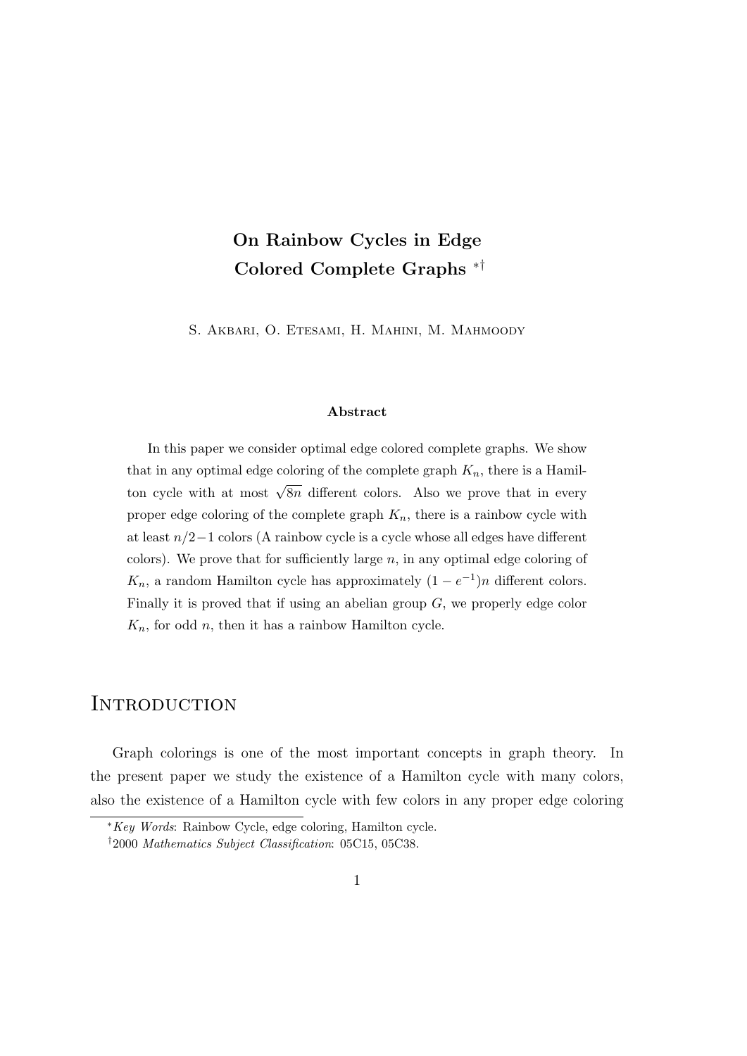# On Rainbow Cycles in Edge Colored Complete Graphs [*†]

S. Akbari, O. Etesami, H. Mahini, M. Mahmoody

### Abstract

In this paper we consider optimal edge colored complete graphs. We show that in any optimal edge coloring of the complete graph $K_n$, there is a Hamilton cycle with at most $\sqrt{8n}$ different colors. Also we prove that in every proper edge coloring of the complete graph $K_n$, there is a rainbow cycle with at least $n/2-1$ colors (A rainbow cycle is a cycle whose all edges have different colors). We prove that for sufficiently large $n$, in any optimal edge coloring of $K_n$, a random Hamilton cycle has approximately $(1-e^{-1})n$ different colors. Finally it is proved that if using an abelian group $G$, we properly edge color $K_n$, for odd $n$, then it has a rainbow Hamilton cycle.

## Introduction

Graph colorings is one of the most important concepts in graph theory. In the present paper we study the existence of a Hamilton cycle with many colors, also the existence of a Hamilton cycle with few colors in any proper edge coloring

---

[*] *Key Words*: Rainbow Cycle, edge coloring, Hamilton cycle.

[†] 2000 *Mathematics Subject Classification*: 05C15, 05C38.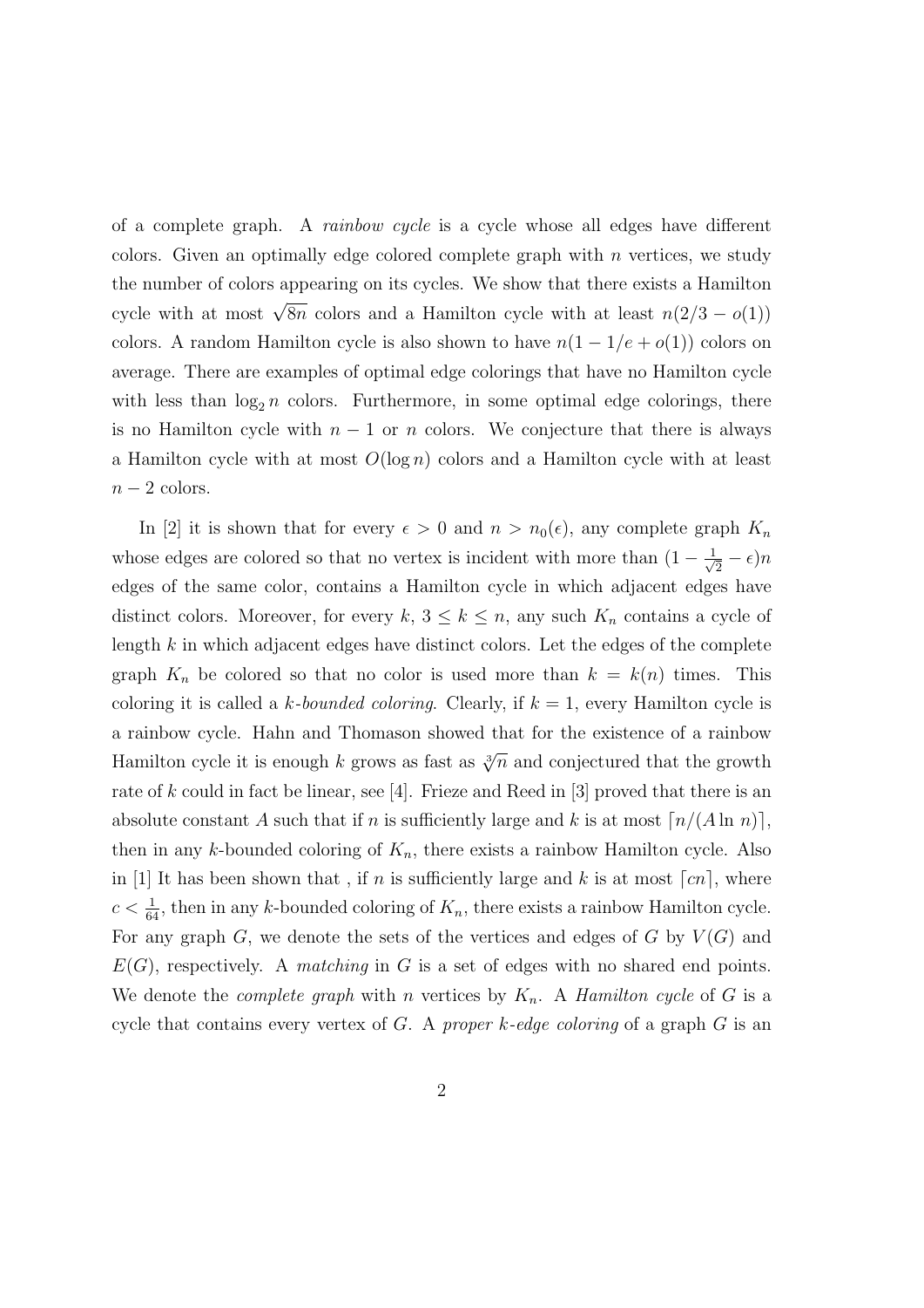of a complete graph. A *rainbow cycle* is a cycle whose all edges have different colors. Given an optimally edge colored complete graph with $n$ vertices, we study the number of colors appearing on its cycles. We show that there exists a Hamilton cycle with at most $\sqrt{8n}$ colors and a Hamilton cycle with at least $n(2/3 - o(1))$ colors. A random Hamilton cycle is also shown to have $n(1 - 1/e + o(1))$ colors on average. There are examples of optimal edge colorings that have no Hamilton cycle with less than $\log_2 n$ colors. Furthermore, in some optimal edge colorings, there is no Hamilton cycle with $n - 1$ or $n$ colors. We conjecture that there is always a Hamilton cycle with at most $O(\log n)$ colors and a Hamilton cycle with at least $n - 2$ colors.

In [2] it is shown that for every $\epsilon > 0$ and $n > n_0(\epsilon)$, any complete graph $K_n$ whose edges are colored so that no vertex is incident with more than $(1 - \frac{1}{\sqrt{2}} - \epsilon)n$ edges of the same color, contains a Hamilton cycle in which adjacent edges have distinct colors. Moreover, for every $k$, $3 \leq k \leq n$, any such $K_n$ contains a cycle of length $k$ in which adjacent edges have distinct colors. Let the edges of the complete graph $K_n$ be colored so that no color is used more than $k = k(n)$ times. This coloring it is called a *k-bounded coloring*. Clearly, if $k = 1$, every Hamilton cycle is a rainbow cycle. Hahn and Thomason showed that for the existence of a rainbow Hamilton cycle it is enough $k$ grows as fast as $\sqrt[3]{n}$ and conjectured that the growth rate of $k$ could in fact be linear, see [4]. Frieze and Reed in [3] proved that there is an absolute constant $A$ such that if $n$ is sufficiently large and $k$ is at most $\lceil n/(A \ln n) \rceil$, then in any $k$-bounded coloring of $K_n$, there exists a rainbow Hamilton cycle. Also in [1] It has been shown that , if $n$ is sufficiently large and $k$ is at most $\lceil cn \rceil$, where $c < \frac{1}{64}$, then in any $k$-bounded coloring of $K_n$, there exists a rainbow Hamilton cycle. For any graph $G$, we denote the sets of the vertices and edges of $G$ by $V(G)$ and $E(G)$, respectively. A *matching* in $G$ is a set of edges with no shared end points. We denote the *complete graph* with $n$ vertices by $K_n$. A *Hamilton cycle* of $G$ is a cycle that contains every vertex of $G$. A *proper k-edge coloring* of a graph $G$ is an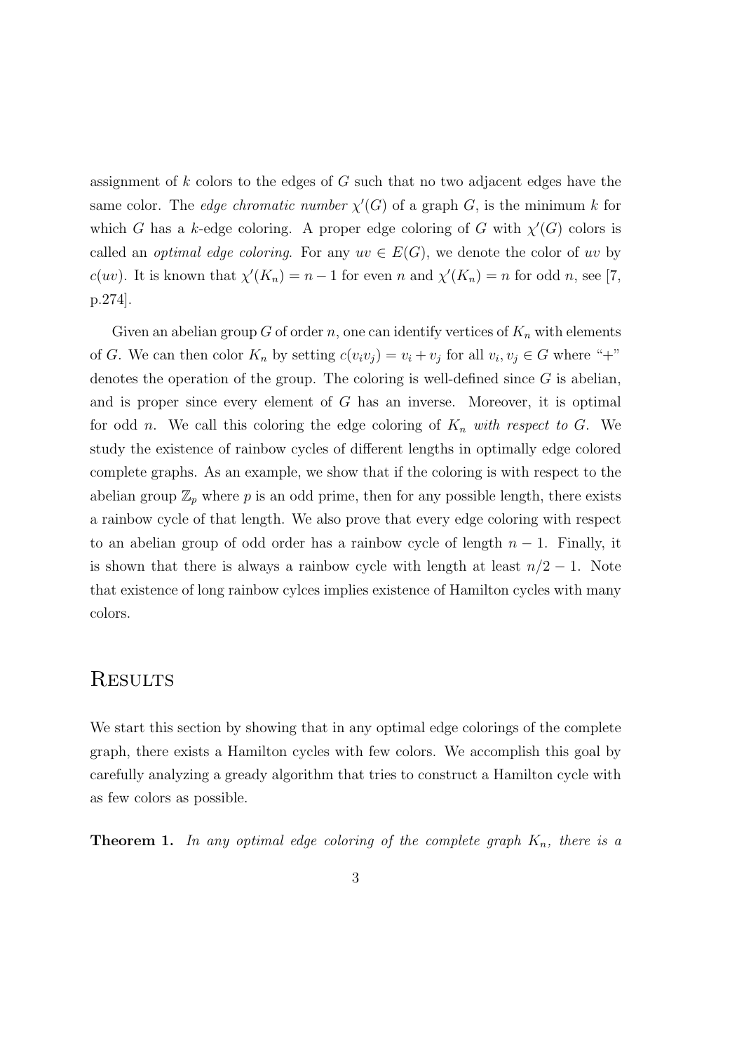assignment of $k$ colors to the edges of $G$ such that no two adjacent edges have the same color. The *edge chromatic number* $\chi'(G)$ of a graph $G$, is the minimum $k$ for which $G$ has a $k$-edge coloring. A proper edge coloring of $G$ with $\chi'(G)$ colors is called an *optimal edge coloring*. For any $uv \in E(G)$, we denote the color of $uv$ by $c(uv)$. It is known that $\chi'(K_n) = n - 1$ for even $n$ and $\chi'(K_n) = n$ for odd $n$, see [7, p.274].

Given an abelian group $G$ of order $n$, one can identify vertices of $K_n$ with elements of $G$. We can then color $K_n$ by setting $c(v_iv_j) = v_i + v_j$ for all $v_i, v_j \in G$ where "+" denotes the operation of the group. The coloring is well-defined since $G$ is abelian, and is proper since every element of $G$ has an inverse. Moreover, it is optimal for odd $n$. We call this coloring the edge coloring of $K_n$ *with respect to* $G$. We study the existence of rainbow cycles of different lengths in optimally edge colored complete graphs. As an example, we show that if the coloring is with respect to the abelian group $\mathbb{Z}_p$ where $p$ is an odd prime, then for any possible length, there exists a rainbow cycle of that length. We also prove that every edge coloring with respect to an abelian group of odd order has a rainbow cycle of length $n - 1$. Finally, it is shown that there is always a rainbow cycle with length at least $n/2 - 1$. Note that existence of long rainbow cylces implies existence of Hamilton cycles with many colors.

## Results

We start this section by showing that in any optimal edge colorings of the complete graph, there exists a Hamilton cycles with few colors. We accomplish this goal by carefully analyzing a gready algorithm that tries to construct a Hamilton cycle with as few colors as possible.

**Theorem 1.** *In any optimal edge coloring of the complete graph $K_n$, there is a*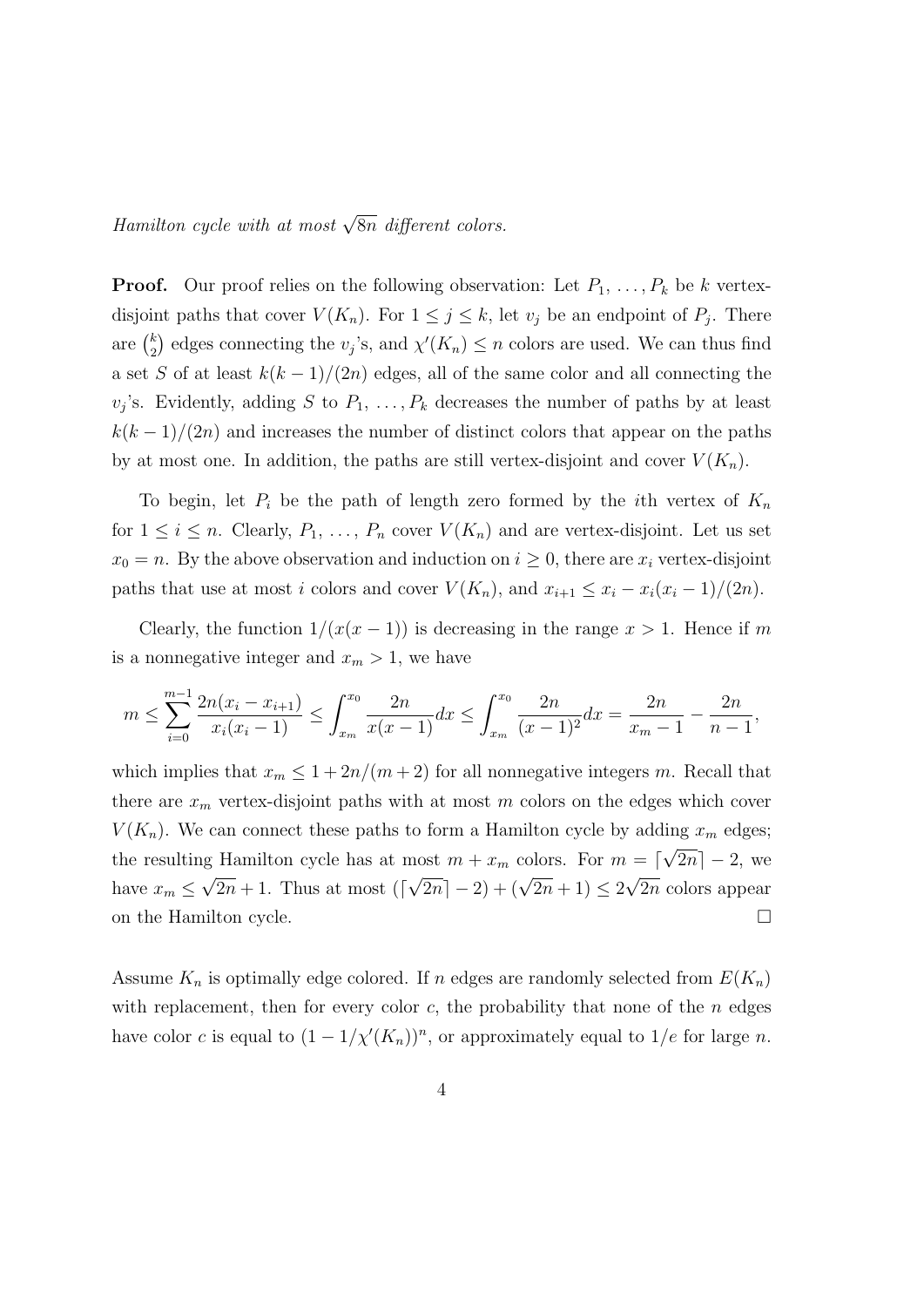*Hamilton cycle with at most $\sqrt{8n}$ different colors.*

**Proof.** Our proof relies on the following observation: Let $P_1, \ldots, P_k$ be $k$ vertex-disjoint paths that cover $V(K_n)$. For $1 \le j \le k$, let $v_j$ be an endpoint of $P_j$. There are $\binom{k}{2}$ edges connecting the $v_j$'s, and $\chi'(K_n) \le n$ colors are used. We can thus find a set $S$ of at least $k(k-1)/(2n)$ edges, all of the same color and all connecting the $v_j$'s. Evidently, adding $S$ to $P_1, \ldots, P_k$ decreases the number of paths by at least $k(k-1)/(2n)$ and increases the number of distinct colors that appear on the paths by at most one. In addition, the paths are still vertex-disjoint and cover $V(K_n)$.

To begin, let $P_i$ be the path of length zero formed by the $i$th vertex of $K_n$ for $1 \le i \le n$. Clearly, $P_1, \ldots, P_n$ cover $V(K_n)$ and are vertex-disjoint. Let us set $x_0 = n$. By the above observation and induction on $i \ge 0$, there are $x_i$ vertex-disjoint paths that use at most $i$ colors and cover $V(K_n)$, and $x_{i+1} \le x_i - x_i(x_i - 1)/(2n)$.

Clearly, the function $1/(x(x-1))$ is decreasing in the range $x > 1$. Hence if $m$ is a nonnegative integer and $x_m > 1$, we have

$$m \le \sum_{i=0}^{m-1} \frac{2n(x_i - x_{i+1})}{x_i(x_i - 1)} \le \int_{x_m}^{x_0} \frac{2n}{x(x-1)} dx \le \int_{x_m}^{x_0} \frac{2n}{(x-1)^2} dx = \frac{2n}{x_m - 1} - \frac{2n}{n-1},$$

which implies that $x_m \le 1 + 2n/(m+2)$ for all nonnegative integers $m$. Recall that there are $x_m$ vertex-disjoint paths with at most $m$ colors on the edges which cover $V(K_n)$. We can connect these paths to form a Hamilton cycle by adding $x_m$ edges; the resulting Hamilton cycle has at most $m + x_m$ colors. For $m = \lceil \sqrt{2n} \rceil - 2$, we have $x_m \le \sqrt{2n} + 1$. Thus at most $(\lceil \sqrt{2n} \rceil - 2) + (\sqrt{2n} + 1) \le 2\sqrt{2n}$ colors appear on the Hamilton cycle. $\square$

Assume $K_n$ is optimally edge colored. If $n$ edges are randomly selected from $E(K_n)$ with replacement, then for every color $c$, the probability that none of the $n$ edges have color $c$ is equal to $(1 - 1/\chi'(K_n))^n$, or approximately equal to $1/e$ for large $n$.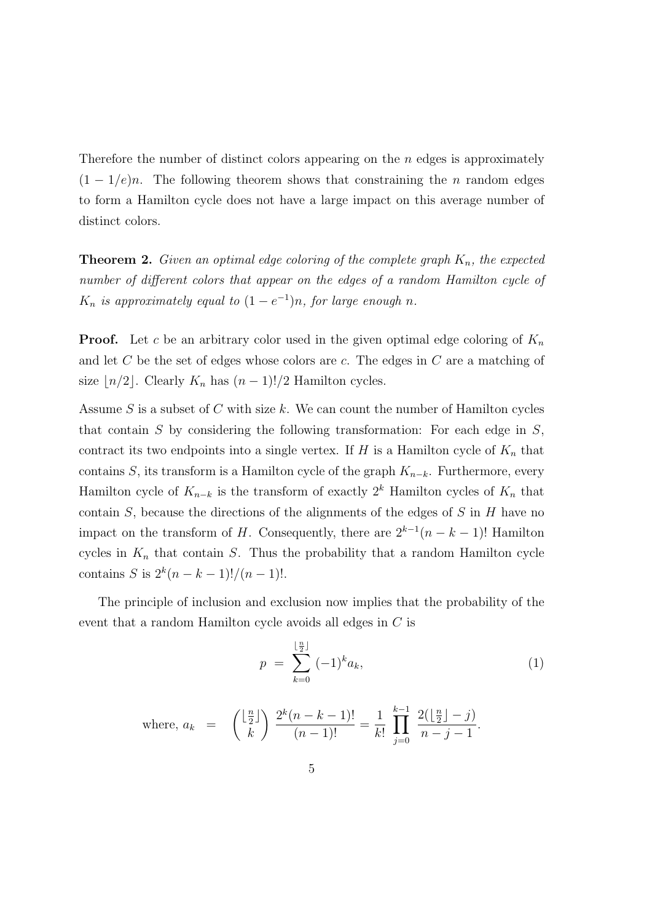Therefore the number of distinct colors appearing on the $n$ edges is approximately $(1 - 1/e)n$. The following theorem shows that constraining the $n$ random edges to form a Hamilton cycle does not have a large impact on this average number of distinct colors.

**Theorem 2.** *Given an optimal edge coloring of the complete graph $K_n$, the expected number of different colors that appear on the edges of a random Hamilton cycle of $K_n$ is approximately equal to $(1 - e^{-1})n$, for large enough $n$.*

**Proof.** Let $c$ be an arbitrary color used in the given optimal edge coloring of $K_n$ and let $C$ be the set of edges whose colors are $c$. The edges in $C$ are a matching of size $\lfloor n/2 \rfloor$. Clearly $K_n$ has $(n-1)!/2$ Hamilton cycles.

Assume $S$ is a subset of $C$ with size $k$. We can count the number of Hamilton cycles that contain $S$ by considering the following transformation: For each edge in $S$, contract its two endpoints into a single vertex. If $H$ is a Hamilton cycle of $K_n$ that contains $S$, its transform is a Hamilton cycle of the graph $K_{n-k}$. Furthermore, every Hamilton cycle of $K_{n-k}$ is the transform of exactly $2^k$ Hamilton cycles of $K_n$ that contain $S$, because the directions of the alignments of the edges of $S$ in $H$ have no impact on the transform of $H$. Consequently, there are $2^{k-1}(n-k-1)!$ Hamilton cycles in $K_n$ that contain $S$. Thus the probability that a random Hamilton cycle contains $S$ is $2^k(n-k-1)!/(n-1)!$.

The principle of inclusion and exclusion now implies that the probability of the event that a random Hamilton cycle avoids all edges in $C$ is

$$p \;=\; \sum_{k=0}^{\lfloor \frac{n}{2} \rfloor} (-1)^k a_k, \tag{1}$$

$$\text{where, } a_k \;=\; \binom{\lfloor \frac{n}{2} \rfloor}{k} \frac{2^k(n-k-1)!}{(n-1)!} = \frac{1}{k!} \prod_{j=0}^{k-1} \frac{2(\lfloor \frac{n}{2} \rfloor - j)}{n-j-1}.$$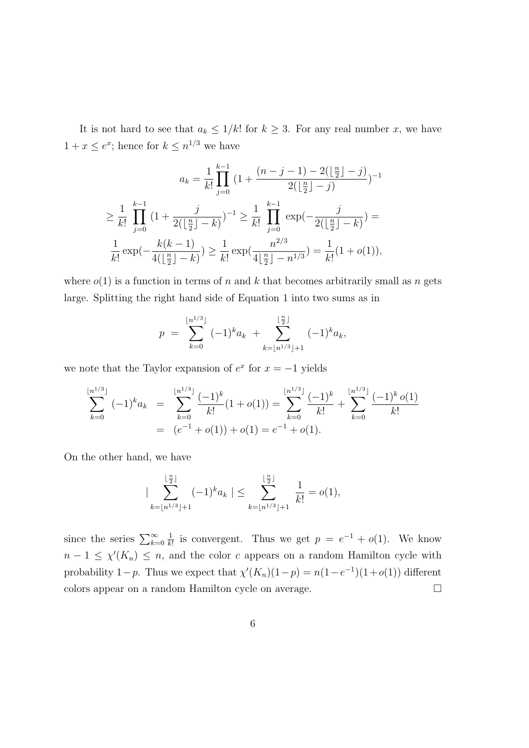It is not hard to see that $a_k \leq 1/k!$ for $k \geq 3$. For any real number $x$, we have $1 + x \leq e^x$; hence for $k \leq n^{1/3}$ we have

$$
a_k = \frac{1}{k!}\prod_{j=0}^{k-1}(1 + \frac{(n-j-1) - 2(\lfloor \frac{n}{2} \rfloor - j)}{2(\lfloor \frac{n}{2} \rfloor - j)})^{-1}
$$

$$
\geq \frac{1}{k!}\prod_{j=0}^{k-1}(1 + \frac{j}{2(\lfloor \frac{n}{2} \rfloor - k)})^{-1} \geq \frac{1}{k!}\prod_{j=0}^{k-1}\exp(-\frac{j}{2(\lfloor \frac{n}{2} \rfloor - k)}) =
$$

$$
\frac{1}{k!}\exp(-\frac{k(k-1)}{4(\lfloor \frac{n}{2} \rfloor - k)}) \geq \frac{1}{k!}\exp(\frac{n^{2/3}}{4\lfloor \frac{n}{2} \rfloor - n^{1/3}}) = \frac{1}{k!}(1 + o(1)),
$$

where $o(1)$ is a function in terms of $n$ and $k$ that becomes arbitrarily small as $n$ gets large. Splitting the right hand side of Equation 1 into two sums as in

$$
p \;=\; \sum_{k=0}^{\lfloor n^{1/3} \rfloor}(-1)^k a_k \;+\; \sum_{k=\lfloor n^{1/3} \rfloor+1}^{\lfloor \frac{n}{2} \rfloor}(-1)^k a_k,
$$

we note that the Taylor expansion of $e^x$ for $x = -1$ yields

$$
\begin{aligned}
\sum_{k=0}^{\lfloor n^{1/3} \rfloor}(-1)^k a_k &= \sum_{k=0}^{\lfloor n^{1/3} \rfloor}\frac{(-1)^k}{k!}(1 + o(1)) = \sum_{k=0}^{\lfloor n^{1/3} \rfloor}\frac{(-1)^k}{k!} + \sum_{k=0}^{\lfloor n^{1/3} \rfloor}\frac{(-1)^k\, o(1)}{k!} \\
&= (e^{-1} + o(1)) + o(1) = e^{-1} + o(1).
\end{aligned}
$$

On the other hand, we have

$$
|\sum_{k=\lfloor n^{1/3} \rfloor+1}^{\lfloor \frac{n}{2} \rfloor}(-1)^k a_k \,| \leq \sum_{k=\lfloor n^{1/3} \rfloor+1}^{\lfloor \frac{n}{2} \rfloor}\frac{1}{k!} = o(1),
$$

since the series $\sum_{k=0}^{\infty}\frac{1}{k!}$ is convergent. Thus we get $p = e^{-1} + o(1)$. We know $n - 1 \leq \chi'(K_n) \leq n$, and the color $c$ appears on a random Hamilton cycle with probability $1-p$. Thus we expect that $\chi'(K_n)(1-p) = n(1-e^{-1})(1+o(1))$ different colors appear on a random Hamilton cycle on average. $\square$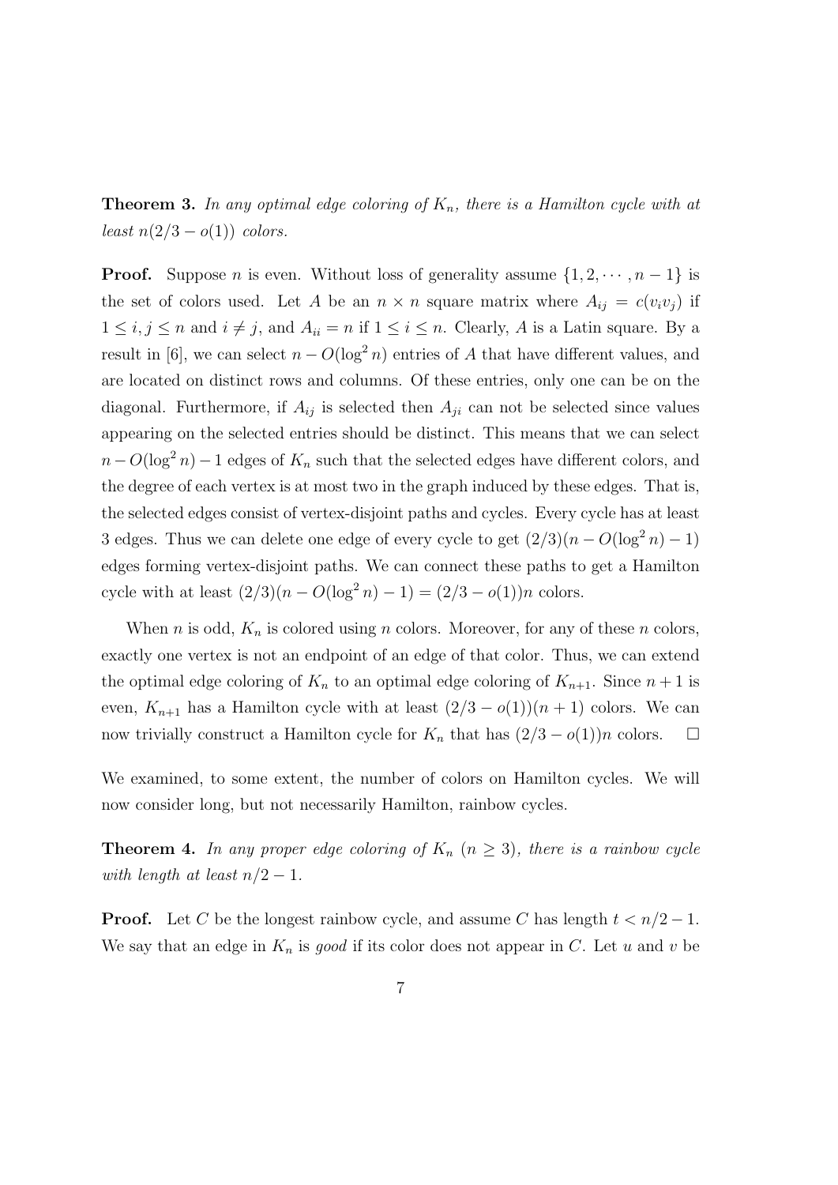**Theorem 3.** *In any optimal edge coloring of $K_n$, there is a Hamilton cycle with at least $n(2/3 - o(1))$ colors.*

**Proof.** Suppose $n$ is even. Without loss of generality assume $\{1, 2, \cdots, n-1\}$ is the set of colors used. Let $A$ be an $n \times n$ square matrix where $A_{ij} = c(v_i v_j)$ if $1 \leq i, j \leq n$ and $i \neq j$, and $A_{ii} = n$ if $1 \leq i \leq n$. Clearly, $A$ is a Latin square. By a result in [6], we can select $n - O(\log^2 n)$ entries of $A$ that have different values, and are located on distinct rows and columns. Of these entries, only one can be on the diagonal. Furthermore, if $A_{ij}$ is selected then $A_{ji}$ can not be selected since values appearing on the selected entries should be distinct. This means that we can select $n - O(\log^2 n) - 1$ edges of $K_n$ such that the selected edges have different colors, and the degree of each vertex is at most two in the graph induced by these edges. That is, the selected edges consist of vertex-disjoint paths and cycles. Every cycle has at least 3 edges. Thus we can delete one edge of every cycle to get $(2/3)(n - O(\log^2 n) - 1)$ edges forming vertex-disjoint paths. We can connect these paths to get a Hamilton cycle with at least $(2/3)(n - O(\log^2 n) - 1) = (2/3 - o(1))n$ colors.

When $n$ is odd, $K_n$ is colored using $n$ colors. Moreover, for any of these $n$ colors, exactly one vertex is not an endpoint of an edge of that color. Thus, we can extend the optimal edge coloring of $K_n$ to an optimal edge coloring of $K_{n+1}$. Since $n+1$ is even, $K_{n+1}$ has a Hamilton cycle with at least $(2/3 - o(1))(n+1)$ colors. We can now trivially construct a Hamilton cycle for $K_n$ that has $(2/3 - o(1))n$ colors. $\square$

We examined, to some extent, the number of colors on Hamilton cycles. We will now consider long, but not necessarily Hamilton, rainbow cycles.

**Theorem 4.** *In any proper edge coloring of $K_n$ ($n \geq 3$), there is a rainbow cycle with length at least $n/2 - 1$.*

**Proof.** Let $C$ be the longest rainbow cycle, and assume $C$ has length $t < n/2 - 1$. We say that an edge in $K_n$ is *good* if its color does not appear in $C$. Let $u$ and $v$ be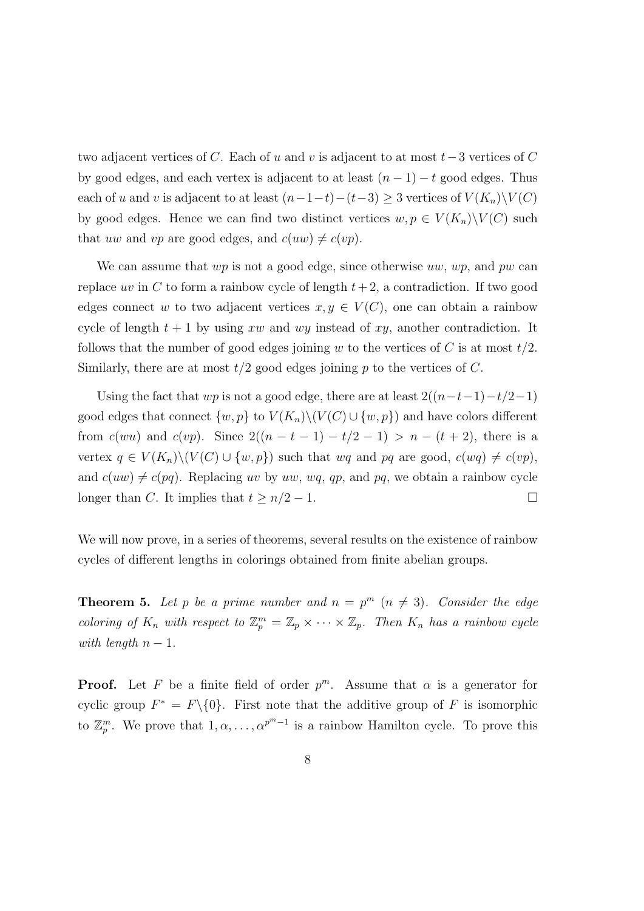two adjacent vertices of $C$. Each of $u$ and $v$ is adjacent to at most $t-3$ vertices of $C$ by good edges, and each vertex is adjacent to at least $(n-1)-t$ good edges. Thus each of $u$ and $v$ is adjacent to at least $(n-1-t)-(t-3) \geq 3$ vertices of $V(K_n)\backslash V(C)$ by good edges. Hence we can find two distinct vertices $w, p \in V(K_n)\backslash V(C)$ such that $uw$ and $vp$ are good edges, and $c(uw) \neq c(vp)$.

We can assume that $wp$ is not a good edge, since otherwise $uw$, $wp$, and $pw$ can replace $uv$ in $C$ to form a rainbow cycle of length $t+2$, a contradiction. If two good edges connect $w$ to two adjacent vertices $x, y \in V(C)$, one can obtain a rainbow cycle of length $t+1$ by using $xw$ and $wy$ instead of $xy$, another contradiction. It follows that the number of good edges joining $w$ to the vertices of $C$ is at most $t/2$. Similarly, there are at most $t/2$ good edges joining $p$ to the vertices of $C$.

Using the fact that $wp$ is not a good edge, there are at least $2((n-t-1)-t/2-1)$ good edges that connect $\{w, p\}$ to $V(K_n)\backslash(V(C) \cup \{w, p\})$ and have colors different from $c(wu)$ and $c(vp)$. Since $2((n-t-1)-t/2-1) > n-(t+2)$, there is a vertex $q \in V(K_n)\backslash(V(C) \cup \{w, p\})$ such that $wq$ and $pq$ are good, $c(wq) \neq c(vp)$, and $c(uw) \neq c(pq)$. Replacing $uv$ by $uw$, $wq$, $qp$, and $pq$, we obtain a rainbow cycle longer than $C$. It implies that $t \geq n/2-1$. $\square$

We will now prove, in a series of theorems, several results on the existence of rainbow cycles of different lengths in colorings obtained from finite abelian groups.

**Theorem 5.** *Let $p$ be a prime number and $n = p^m$ ($n \neq 3$). Consider the edge coloring of $K_n$ with respect to $\mathbb{Z}_p^m = \mathbb{Z}_p \times \cdots \times \mathbb{Z}_p$. Then $K_n$ has a rainbow cycle with length $n-1$.*

**Proof.** Let $F$ be a finite field of order $p^m$. Assume that $\alpha$ is a generator for cyclic group $F^* = F\backslash\{0\}$. First note that the additive group of $F$ is isomorphic to $\mathbb{Z}_p^m$. We prove that $1, \alpha, \ldots, \alpha^{p^m-1}$ is a rainbow Hamilton cycle. To prove this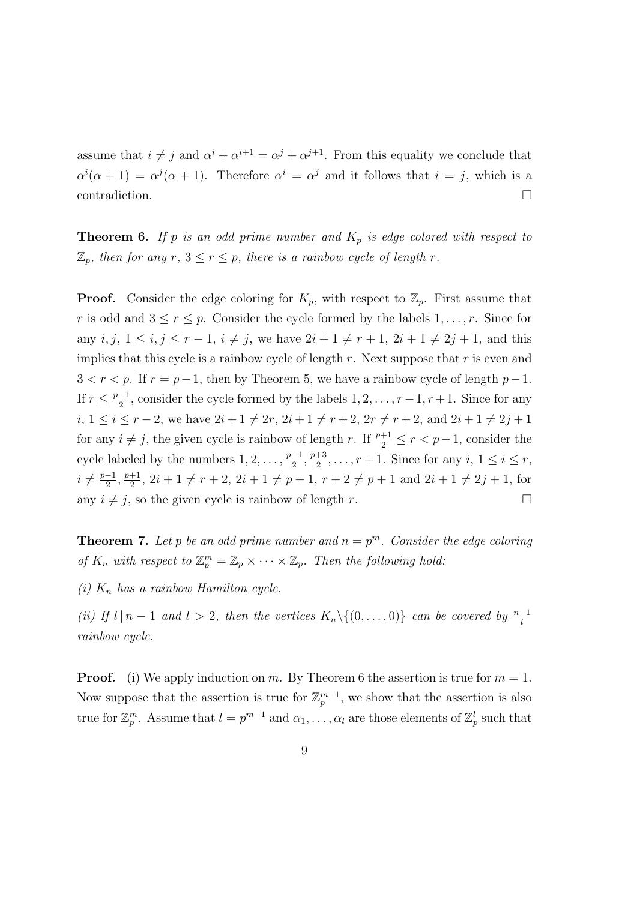assume that $i \neq j$ and $\alpha^i + \alpha^{i+1} = \alpha^j + \alpha^{j+1}$. From this equality we conclude that $\alpha^i(\alpha + 1) = \alpha^j(\alpha + 1)$. Therefore $\alpha^i = \alpha^j$ and it follows that $i = j$, which is a contradiction. $\square$

**Theorem 6.** *If $p$ is an odd prime number and $K_p$ is edge colored with respect to $\mathbb{Z}_p$, then for any $r$, $3 \leq r \leq p$, there is a rainbow cycle of length $r$.*

**Proof.** Consider the edge coloring for $K_p$, with respect to $\mathbb{Z}_p$. First assume that $r$ is odd and $3 \leq r \leq p$. Consider the cycle formed by the labels $1, \ldots, r$. Since for any $i, j$, $1 \leq i, j \leq r - 1$, $i \neq j$, we have $2i + 1 \neq r + 1$, $2i + 1 \neq 2j + 1$, and this implies that this cycle is a rainbow cycle of length $r$. Next suppose that $r$ is even and $3 < r < p$. If $r = p - 1$, then by Theorem 5, we have a rainbow cycle of length $p - 1$. If $r \leq \frac{p-1}{2}$, consider the cycle formed by the labels $1, 2, \ldots, r - 1, r + 1$. Since for any $i$, $1 \leq i \leq r - 2$, we have $2i + 1 \neq 2r$, $2i + 1 \neq r + 2$, $2r \neq r + 2$, and $2i + 1 \neq 2j + 1$ for any $i \neq j$, the given cycle is rainbow of length $r$. If $\frac{p+1}{2} \leq r < p - 1$, consider the cycle labeled by the numbers $1, 2, \ldots, \frac{p-1}{2}, \frac{p+3}{2}, \ldots, r + 1$. Since for any $i$, $1 \leq i \leq r$, $i \neq \frac{p-1}{2}, \frac{p+1}{2}$, $2i + 1 \neq r + 2$, $2i + 1 \neq p + 1$, $r + 2 \neq p + 1$ and $2i + 1 \neq 2j + 1$, for any $i \neq j$, so the given cycle is rainbow of length $r$. $\square$

**Theorem 7.** *Let $p$ be an odd prime number and $n = p^m$. Consider the edge coloring of $K_n$ with respect to $\mathbb{Z}_p^m = \mathbb{Z}_p \times \cdots \times \mathbb{Z}_p$. Then the following hold:*

*(i) $K_n$ has a rainbow Hamilton cycle.*

*(ii) If $l \,|\, n - 1$ and $l > 2$, then the vertices $K_n \backslash \{(0, \ldots, 0)\}$ can be covered by $\frac{n-1}{l}$ rainbow cycle.*

**Proof.** (i) We apply induction on $m$. By Theorem 6 the assertion is true for $m = 1$. Now suppose that the assertion is true for $\mathbb{Z}_p^{m-1}$, we show that the assertion is also true for $\mathbb{Z}_p^m$. Assume that $l = p^{m-1}$ and $\alpha_1, \ldots, \alpha_l$ are those elements of $\mathbb{Z}_p^l$ such that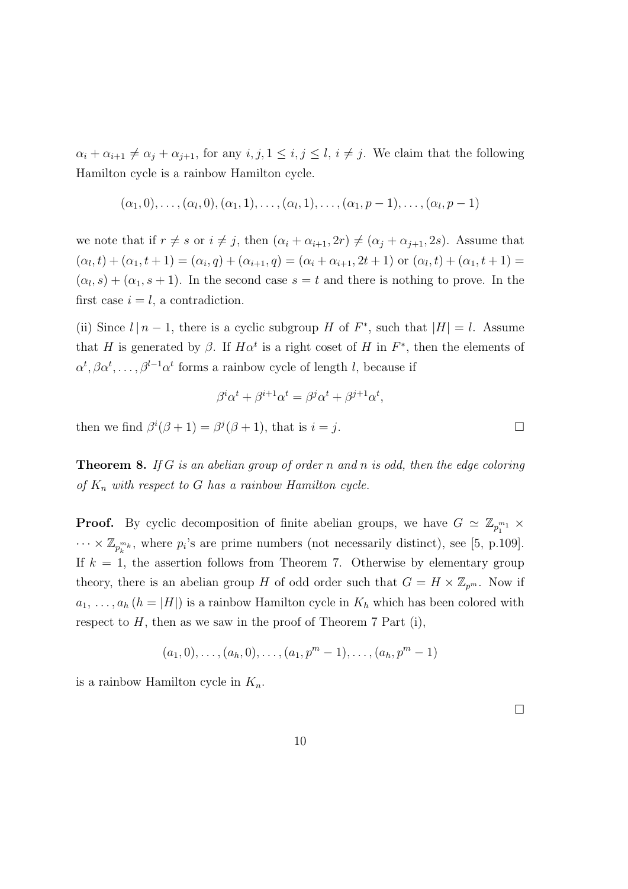$\alpha_i + \alpha_{i+1} \neq \alpha_j + \alpha_{j+1}$, for any $i, j, 1 \leq i, j \leq l$, $i \neq j$. We claim that the following Hamilton cycle is a rainbow Hamilton cycle.

$$(\alpha_1, 0), \ldots, (\alpha_l, 0), (\alpha_1, 1), \ldots, (\alpha_l, 1), \ldots, (\alpha_1, p-1), \ldots, (\alpha_l, p-1)$$

we note that if $r \neq s$ or $i \neq j$, then $(\alpha_i + \alpha_{i+1}, 2r) \neq (\alpha_j + \alpha_{j+1}, 2s)$. Assume that $(\alpha_l, t) + (\alpha_1, t+1) = (\alpha_i, q) + (\alpha_{i+1}, q) = (\alpha_i + \alpha_{i+1}, 2t+1)$ or $(\alpha_l, t) + (\alpha_1, t+1) = (\alpha_l, s) + (\alpha_1, s+1)$. In the second case $s = t$ and there is nothing to prove. In the first case $i = l$, a contradiction.

(ii) Since $l \,|\, n-1$, there is a cyclic subgroup $H$ of $F^*$, such that $|H| = l$. Assume that $H$ is generated by $\beta$. If $H\alpha^t$ is a right coset of $H$ in $F^*$, then the elements of $\alpha^t, \beta\alpha^t, \ldots, \beta^{l-1}\alpha^t$ forms a rainbow cycle of length $l$, because if

$$\beta^i\alpha^t + \beta^{i+1}\alpha^t = \beta^j\alpha^t + \beta^{j+1}\alpha^t,$$

then we find $\beta^i(\beta+1) = \beta^j(\beta+1)$, that is $i = j$. $\square$

**Theorem 8.** *If $G$ is an abelian group of order $n$ and $n$ is odd, then the edge coloring of $K_n$ with respect to $G$ has a rainbow Hamilton cycle.*

**Proof.** By cyclic decomposition of finite abelian groups, we have $G \simeq \mathbb{Z}_{p_1^{m_1}} \times \cdots \times \mathbb{Z}_{p_k^{m_k}}$, where $p_i$'s are prime numbers (not necessarily distinct), see [5, p.109]. If $k = 1$, the assertion follows from Theorem 7. Otherwise by elementary group theory, there is an abelian group $H$ of odd order such that $G = H \times \mathbb{Z}_{p^m}$. Now if $a_1, \ldots, a_h$ $(h = |H|)$ is a rainbow Hamilton cycle in $K_h$ which has been colored with respect to $H$, then as we saw in the proof of Theorem 7 Part (i),

$$(a_1, 0), \ldots, (a_h, 0), \ldots, (a_1, p^m - 1), \ldots, (a_h, p^m - 1)$$

is a rainbow Hamilton cycle in $K_n$.

$\square$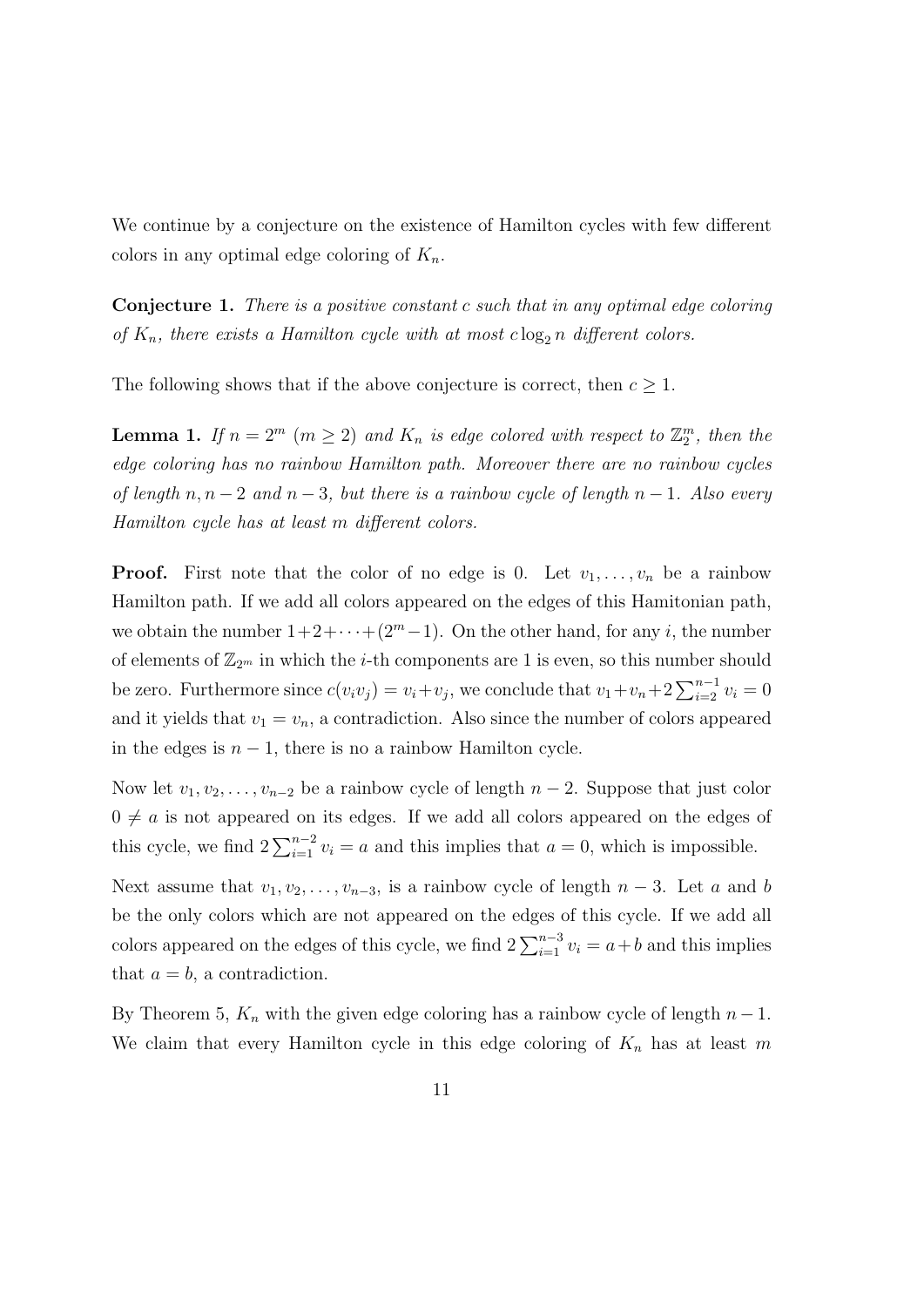We continue by a conjecture on the existence of Hamilton cycles with few different colors in any optimal edge coloring of $K_n$.

**Conjecture 1.** *There is a positive constant $c$ such that in any optimal edge coloring of $K_n$, there exists a Hamilton cycle with at most $c \log_2 n$ different colors.*

The following shows that if the above conjecture is correct, then $c \geq 1$.

**Lemma 1.** *If $n = 2^m$ ($m \geq 2$) and $K_n$ is edge colored with respect to $\mathbb{Z}_2^m$, then the edge coloring has no rainbow Hamilton path. Moreover there are no rainbow cycles of length $n, n-2$ and $n-3$, but there is a rainbow cycle of length $n-1$. Also every Hamilton cycle has at least $m$ different colors.*

**Proof.** First note that the color of no edge is 0. Let $v_1, \ldots, v_n$ be a rainbow Hamilton path. If we add all colors appeared on the edges of this Hamitonian path, we obtain the number $1+2+\cdots+(2^m-1)$. On the other hand, for any $i$, the number of elements of $\mathbb{Z}_{2^m}$ in which the $i$-th components are 1 is even, so this number should be zero. Furthermore since $c(v_iv_j) = v_i+v_j$, we conclude that $v_1+v_n+2\sum_{i=2}^{n-1} v_i = 0$ and it yields that $v_1 = v_n$, a contradiction. Also since the number of colors appeared in the edges is $n-1$, there is no rainbow Hamilton cycle.

Now let $v_1, v_2, \ldots, v_{n-2}$ be a rainbow cycle of length $n-2$. Suppose that just color $0 \neq a$ is not appeared on its edges. If we add all colors appeared on the edges of this cycle, we find $2\sum_{i=1}^{n-2} v_i = a$ and this implies that $a = 0$, which is impossible.

Next assume that $v_1, v_2, \ldots, v_{n-3}$, is a rainbow cycle of length $n-3$. Let $a$ and $b$ be the only colors which are not appeared on the edges of this cycle. If we add all colors appeared on the edges of this cycle, we find $2\sum_{i=1}^{n-3} v_i = a+b$ and this implies that $a = b$, a contradiction.

By Theorem 5, $K_n$ with the given edge coloring has a rainbow cycle of length $n-1$. We claim that every Hamilton cycle in this edge coloring of $K_n$ has at least $m$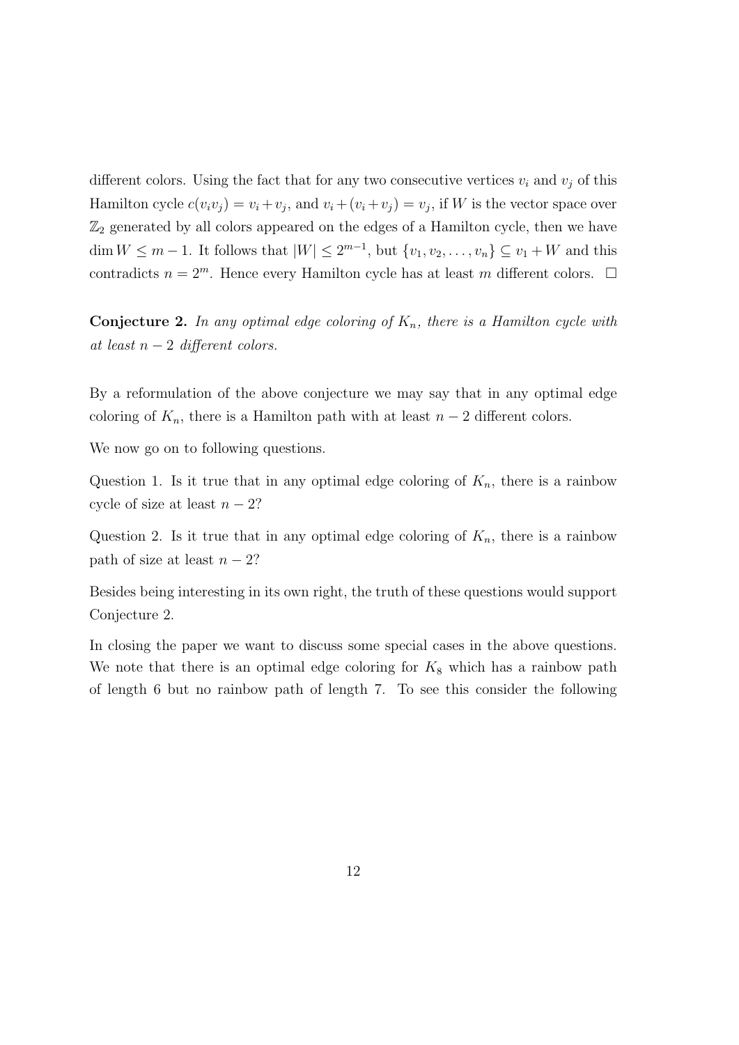different colors. Using the fact that for any two consecutive vertices $v_i$ and $v_j$ of this Hamilton cycle $c(v_iv_j) = v_i + v_j$, and $v_i + (v_i + v_j) = v_j$, if $W$ is the vector space over $\mathbb{Z}_2$ generated by all colors appeared on the edges of a Hamilton cycle, then we have $\dim W \leq m - 1$. It follows that $|W| \leq 2^{m-1}$, but $\{v_1, v_2, \ldots, v_n\} \subseteq v_1 + W$ and this contradicts $n = 2^m$. Hence every Hamilton cycle has at least $m$ different colors. $\square$

**Conjecture 2.** *In any optimal edge coloring of $K_n$, there is a Hamilton cycle with at least $n - 2$ different colors.*

By a reformulation of the above conjecture we may say that in any optimal edge coloring of $K_n$, there is a Hamilton path with at least $n - 2$ different colors.

We now go on to following questions.

Question 1. Is it true that in any optimal edge coloring of $K_n$, there is a rainbow cycle of size at least $n - 2$?

Question 2. Is it true that in any optimal edge coloring of $K_n$, there is a rainbow path of size at least $n - 2$?

Besides being interesting in its own right, the truth of these questions would support Conjecture 2.

In closing the paper we want to discuss some special cases in the above questions. We note that there is an optimal edge coloring for $K_8$ which has a rainbow path of length 6 but no rainbow path of length 7. To see this consider the following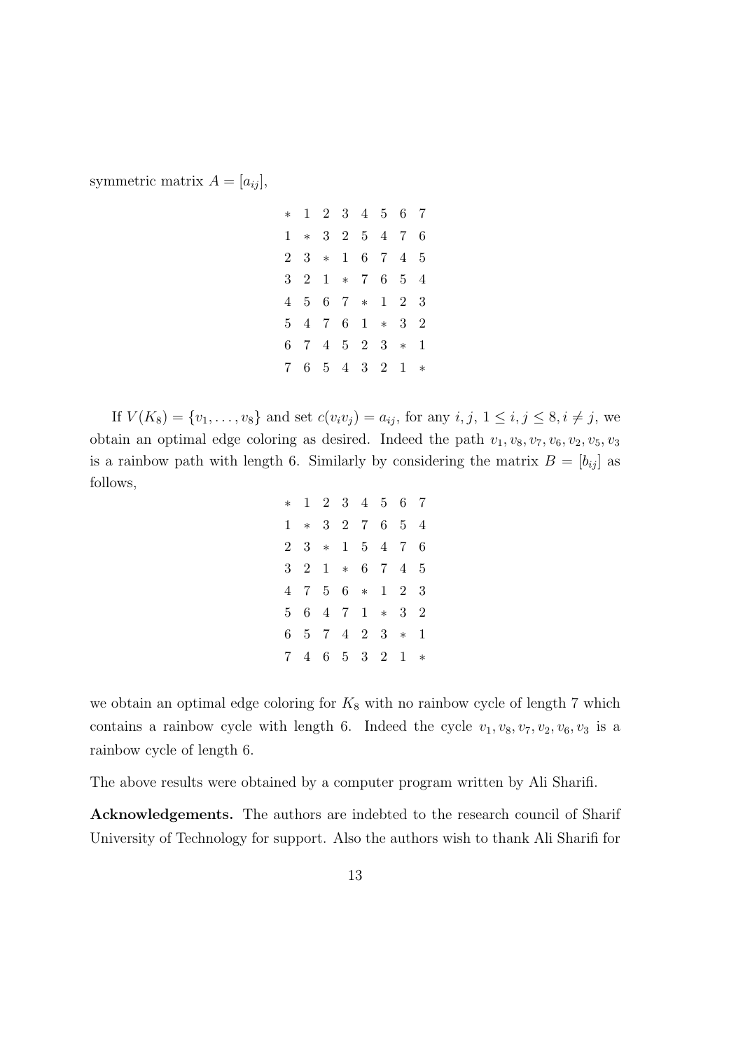symmetric matrix $A = [a_{ij}]$,

$$
\begin{array}{cccccccc}
* & 1 & 2 & 3 & 4 & 5 & 6 & 7 \\
1 & * & 3 & 2 & 5 & 4 & 7 & 6 \\
2 & 3 & * & 1 & 6 & 7 & 4 & 5 \\
3 & 2 & 1 & * & 7 & 6 & 5 & 4 \\
4 & 5 & 6 & 7 & * & 1 & 2 & 3 \\
5 & 4 & 7 & 6 & 1 & * & 3 & 2 \\
6 & 7 & 4 & 5 & 2 & 3 & * & 1 \\
7 & 6 & 5 & 4 & 3 & 2 & 1 & *
\end{array}
$$

If $V(K_8) = \{v_1, \ldots, v_8\}$ and set $c(v_iv_j) = a_{ij}$, for any $i, j$, $1 \leq i, j \leq 8, i \neq j$, we obtain an optimal edge coloring as desired. Indeed the path $v_1, v_8, v_7, v_6, v_2, v_5, v_3$ is a rainbow path with length 6. Similarly by considering the matrix $B = [b_{ij}]$ as follows,

$$
\begin{array}{cccccccc}
* & 1 & 2 & 3 & 4 & 5 & 6 & 7 \\
1 & * & 3 & 2 & 7 & 6 & 5 & 4 \\
2 & 3 & * & 1 & 5 & 4 & 7 & 6 \\
3 & 2 & 1 & * & 6 & 7 & 4 & 5 \\
4 & 7 & 5 & 6 & * & 1 & 2 & 3 \\
5 & 6 & 4 & 7 & 1 & * & 3 & 2 \\
6 & 5 & 7 & 4 & 2 & 3 & * & 1 \\
7 & 4 & 6 & 5 & 3 & 2 & 1 & *
\end{array}
$$

we obtain an optimal edge coloring for $K_8$ with no rainbow cycle of length 7 which contains a rainbow cycle with length 6. Indeed the cycle $v_1, v_8, v_7, v_2, v_6, v_3$ is a rainbow cycle of length 6.

The above results were obtained by a computer program written by Ali Sharifi.

**Acknowledgements.** The authors are indebted to the research council of Sharif University of Technology for support. Also the authors wish to thank Ali Sharifi for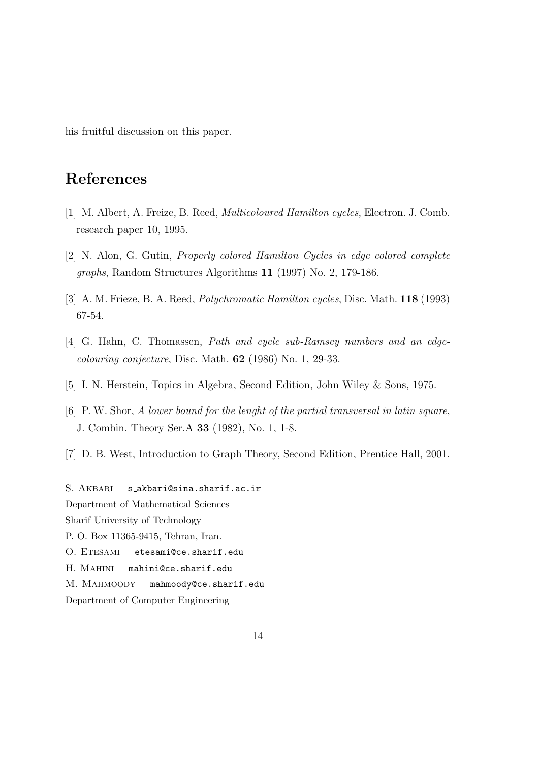his fruitful discussion on this paper.

## References

[1] M. Albert, A. Freize, B. Reed, *Multicoloured Hamilton cycles*, Electron. J. Comb. research paper 10, 1995.

[2] N. Alon, G. Gutin, *Properly colored Hamilton Cycles in edge colored complete graphs*, Random Structures Algorithms **11** (1997) No. 2, 179-186.

[3] A. M. Frieze, B. A. Reed, *Polychromatic Hamilton cycles*, Disc. Math. **118** (1993) 67-54.

[4] G. Hahn, C. Thomassen, *Path and cycle sub-Ramsey numbers and an edge-colouring conjecture*, Disc. Math. **62** (1986) No. 1, 29-33.

[5] I. N. Herstein, Topics in Algebra, Second Edition, John Wiley & Sons, 1975.

[6] P. W. Shor, *A lower bound for the lenght of the partial transversal in latin square*, J. Combin. Theory Ser.A **33** (1982), No. 1, 1-8.

[7] D. B. West, Introduction to Graph Theory, Second Edition, Prentice Hall, 2001.

S. Akbari `s_akbari@sina.sharif.ac.ir`
Department of Mathematical Sciences
Sharif University of Technology
P. O. Box 11365-9415, Tehran, Iran.
O. Etesami `etesami@ce.sharif.edu`
H. Mahini `mahini@ce.sharif.edu`
M. Mahmoody `mahmoody@ce.sharif.edu`
Department of Computer Engineering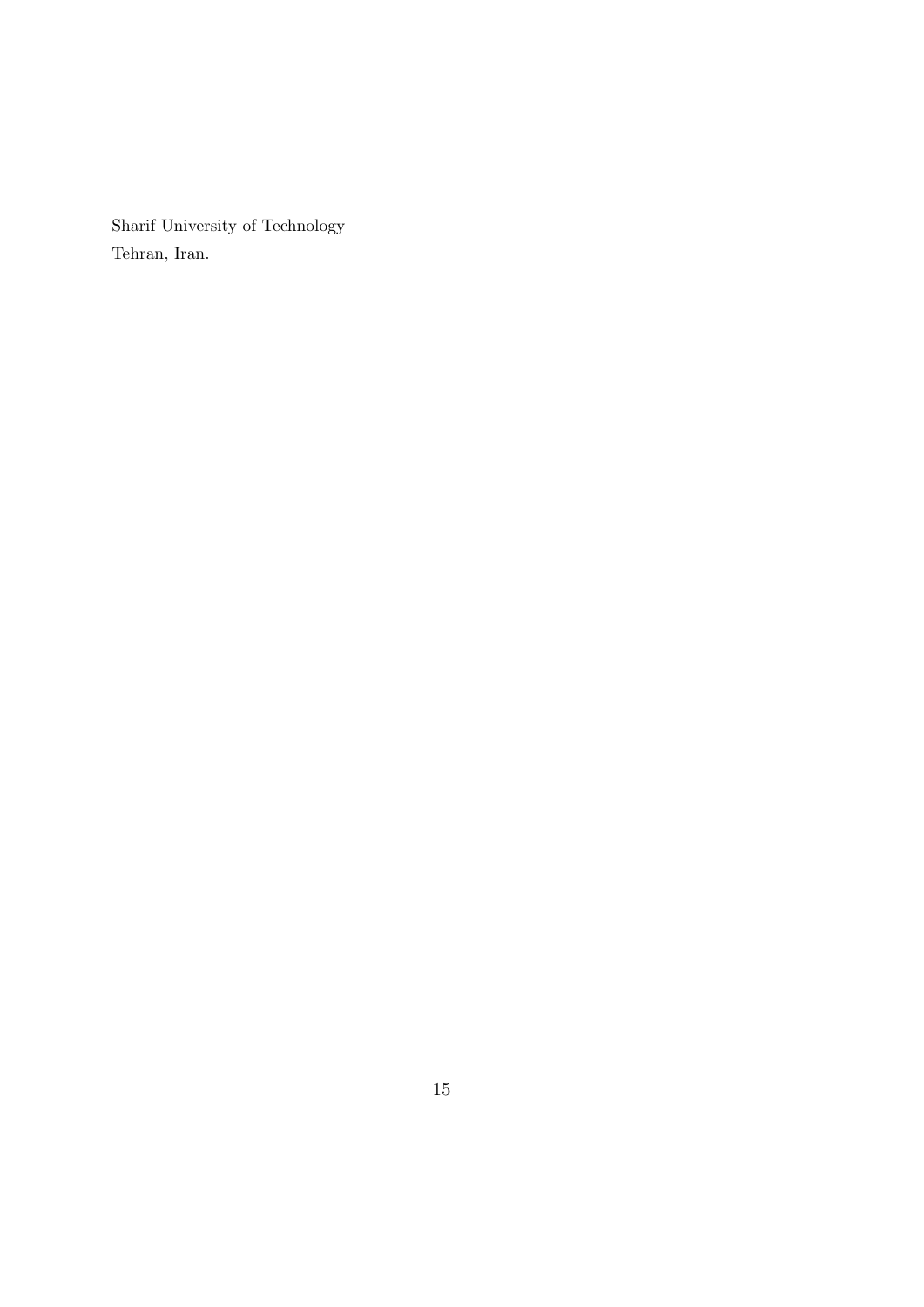Sharif University of Technology
Tehran, Iran.